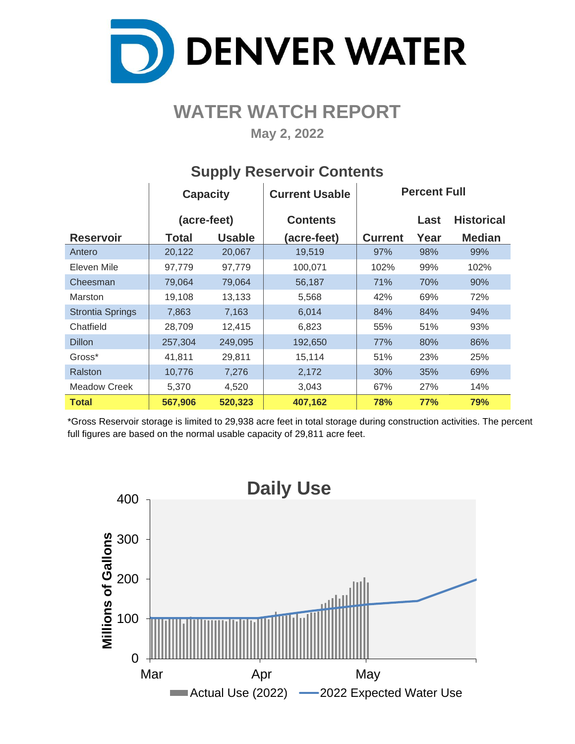# DENVER WATER

## WATER WATCH REPORT

**May 2, 2022**

### Supply Reservoir Contents

| Reservoir | Capacity (acre-feet) Total | Capacity (acre-feet) Usable | Current Usable Contents (acre-feet) | Percent Full Current | Percent Full Last Year | Percent Full Historical Median |
|---|---|---|---|---|---|---|
| Antero | 20,122 | 20,067 | 19,519 | 97% | 98% | 99% |
| Eleven Mile | 97,779 | 97,779 | 100,071 | 102% | 99% | 102% |
| Cheesman | 79,064 | 79,064 | 56,187 | 71% | 70% | 90% |
| Marston | 19,108 | 13,133 | 5,568 | 42% | 69% | 72% |
| Strontia Springs | 7,863 | 7,163 | 6,014 | 84% | 84% | 94% |
| Chatfield | 28,709 | 12,415 | 6,823 | 55% | 51% | 93% |
| Dillon | 257,304 | 249,095 | 192,650 | 77% | 80% | 86% |
| Gross* | 41,811 | 29,811 | 15,114 | 51% | 23% | 25% |
| Ralston | 10,776 | 7,276 | 2,172 | 30% | 35% | 69% |
| Meadow Creek | 5,370 | 4,520 | 3,043 | 67% | 27% | 14% |
| **Total** | **567,906** | **520,323** | **407,162** | **78%** | **77%** | **79%** |

*Gross Reservoir storage is limited to 29,938 acre feet in total storage during construction activities. The percent full figures are based on the normal usable capacity of 29,811 acre feet.

### Daily Use

Millions of Gallons (0–400); Mar, Apr, May

Actual Use (2022) — 2022 Expected Water Use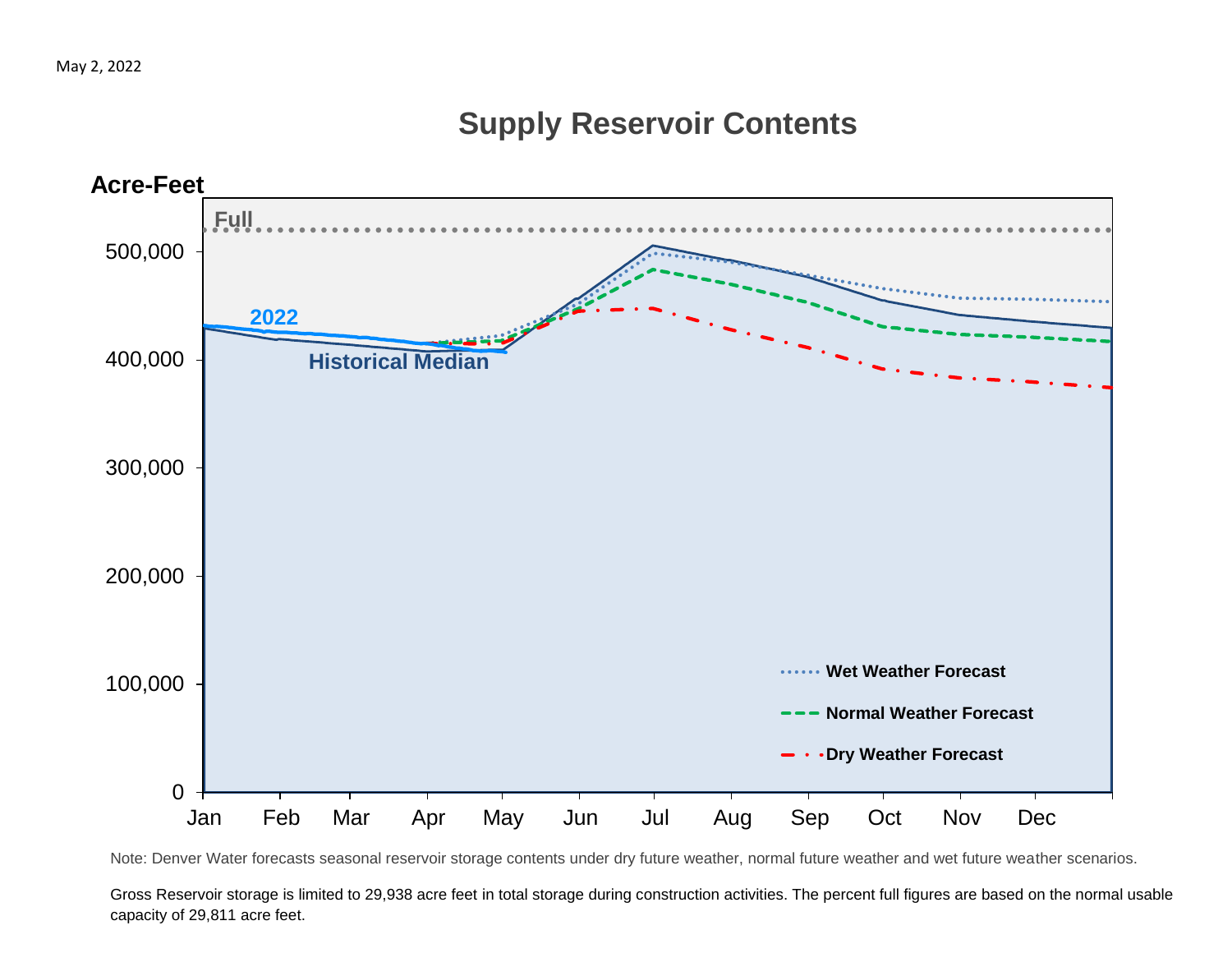May 2, 2022

## Supply Reservoir Contents

Acre-Feet

Full

2022

Historical Median

500,000
400,000
300,000
200,000
100,000
0

Jan Feb Mar Apr May Jun Jul Aug Sep Oct Nov Dec

Wet Weather Forecast

Normal Weather Forecast

Dry Weather Forecast

Note: Denver Water forecasts seasonal reservoir storage contents under dry future weather, normal future weather and wet future weather scenarios.

Gross Reservoir storage is limited to 29,938 acre feet in total storage during construction activities. The percent full figures are based on the normal usable capacity of 29,811 acre feet.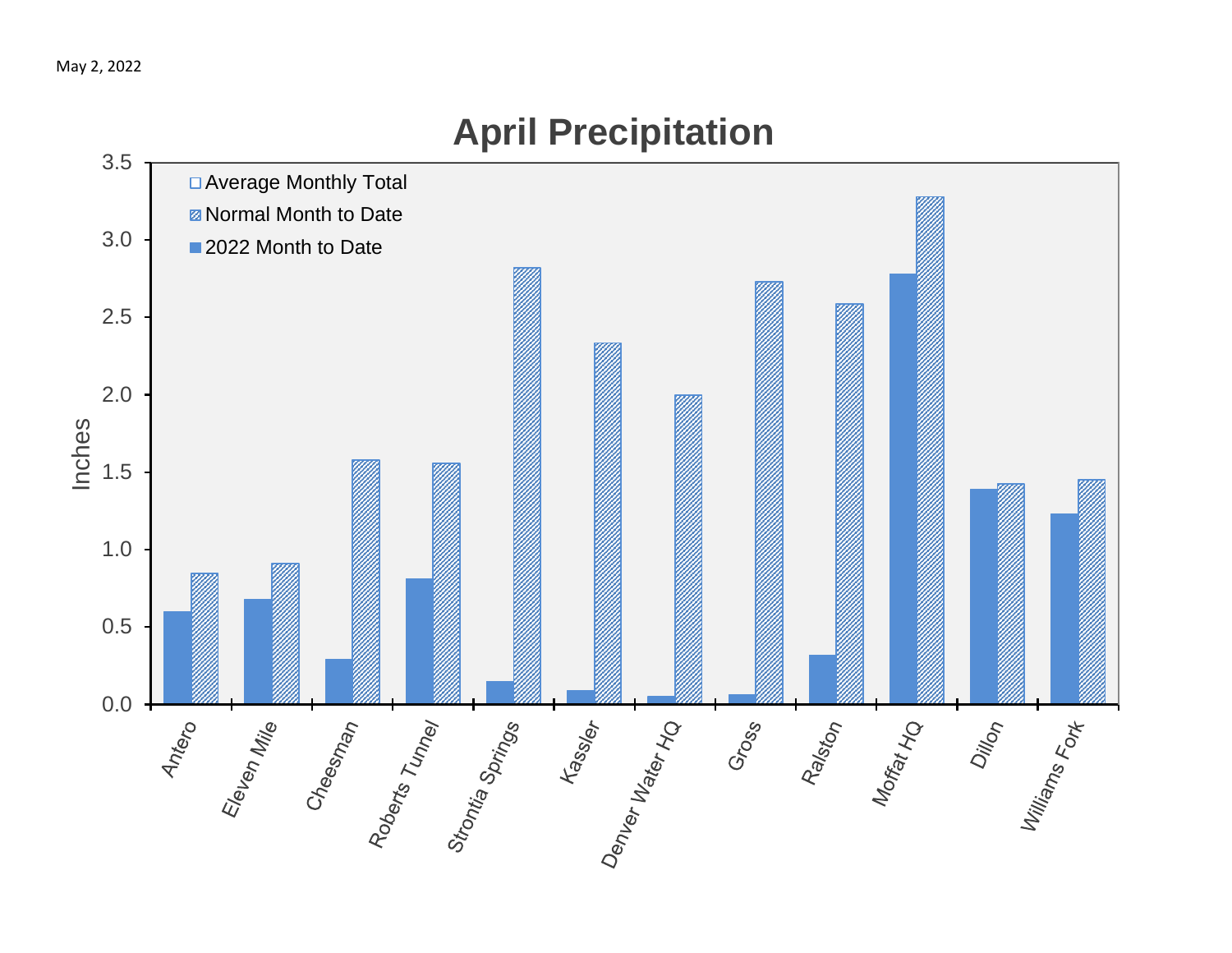May 2, 2022

# April Precipitation

Inches

- Average Monthly Total
- Normal Month to Date
- 2022 Month to Date

3.5, 3.0, 2.5, 2.0, 1.5, 1.0, 0.5, 0.0

Antero, Eleven Mile, Cheesman, Roberts Tunnel, Strontia Springs, Kassler, Denver Water HQ, Gross, Ralston, Moffat HQ, Dillon, Williams Fork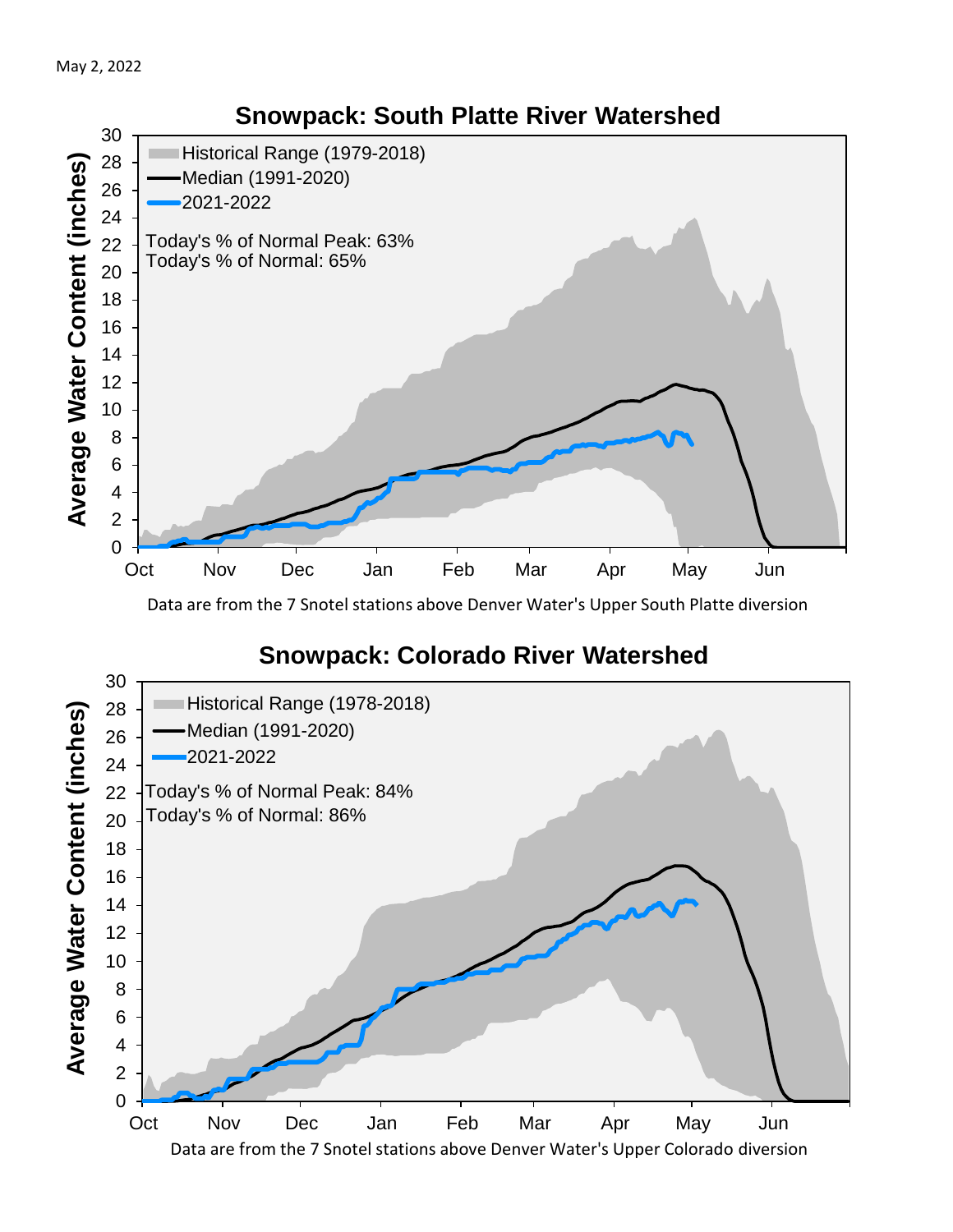May 2, 2022

## Snowpack: South Platte River Watershed

Historical Range (1979-2018)
Median (1991-2020)
2021-2022

Today's % of Normal Peak: 63%
Today's % of Normal: 65%

Average Water Content (inches)

Oct Nov Dec Jan Feb Mar Apr May Jun

Data are from the 7 Snotel stations above Denver Water's Upper South Platte diversion

## Snowpack: Colorado River Watershed

Historical Range (1978-2018)
Median (1991-2020)
2021-2022

Today's % of Normal Peak: 84%
Today's % of Normal: 86%

Average Water Content (inches)

Oct Nov Dec Jan Feb Mar Apr May Jun

Data are from the 7 Snotel stations above Denver Water's Upper Colorado diversion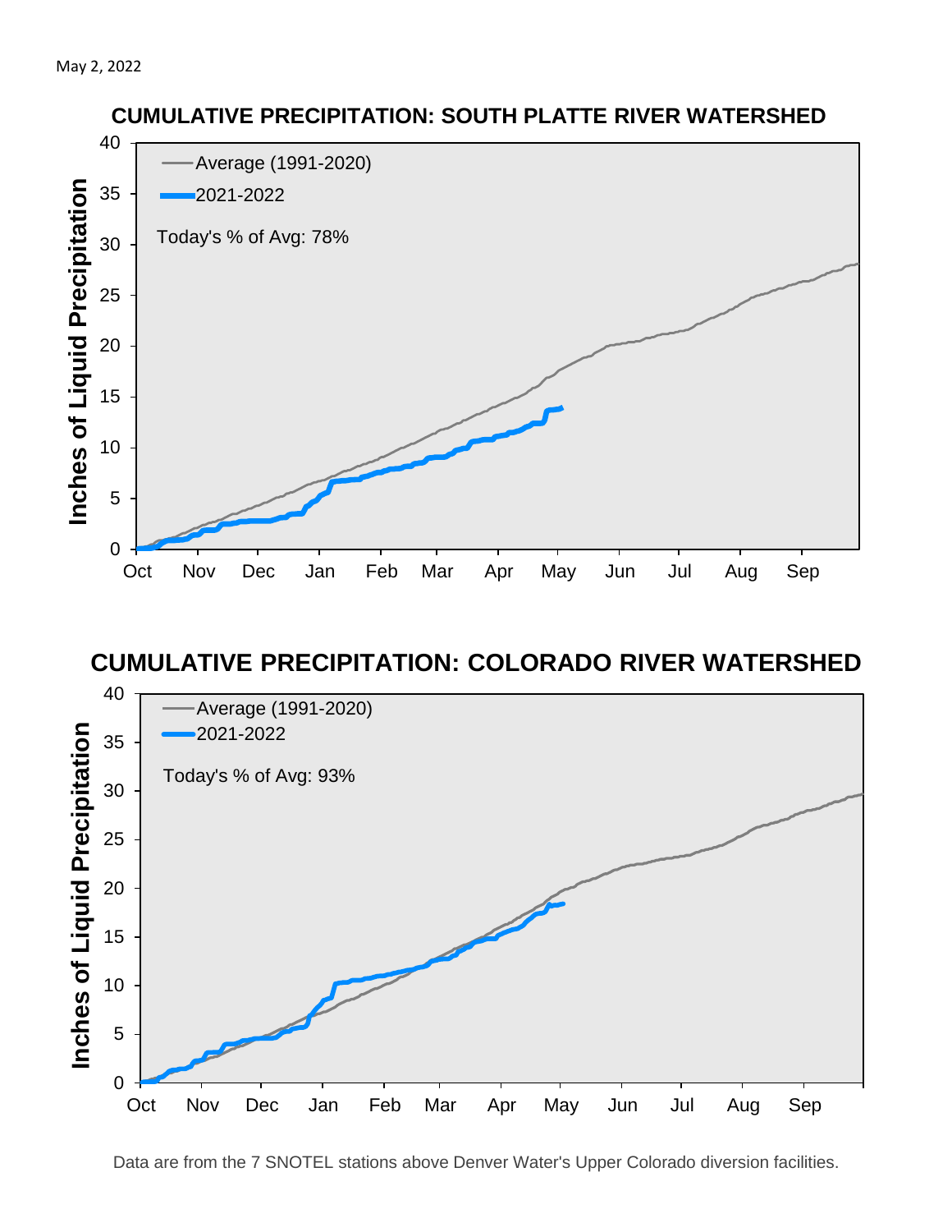May 2, 2022

## CUMULATIVE PRECIPITATION: SOUTH PLATTE RIVER WATERSHED

Average (1991-2020)

2021-2022

Today's % of Avg: 78%

Inches of Liquid Precipitation

0, 5, 10, 15, 20, 25, 30, 35, 40

Oct, Nov, Dec, Jan, Feb, Mar, Apr, May, Jun, Jul, Aug, Sep

## CUMULATIVE PRECIPITATION: COLORADO RIVER WATERSHED

Average (1991-2020)

2021-2022

Today's % of Avg: 93%

Inches of Liquid Precipitation

0, 5, 10, 15, 20, 25, 30, 35, 40

Oct, Nov, Dec, Jan, Feb, Mar, Apr, May, Jun, Jul, Aug, Sep

Data are from the 7 SNOTEL stations above Denver Water's Upper Colorado diversion facilities.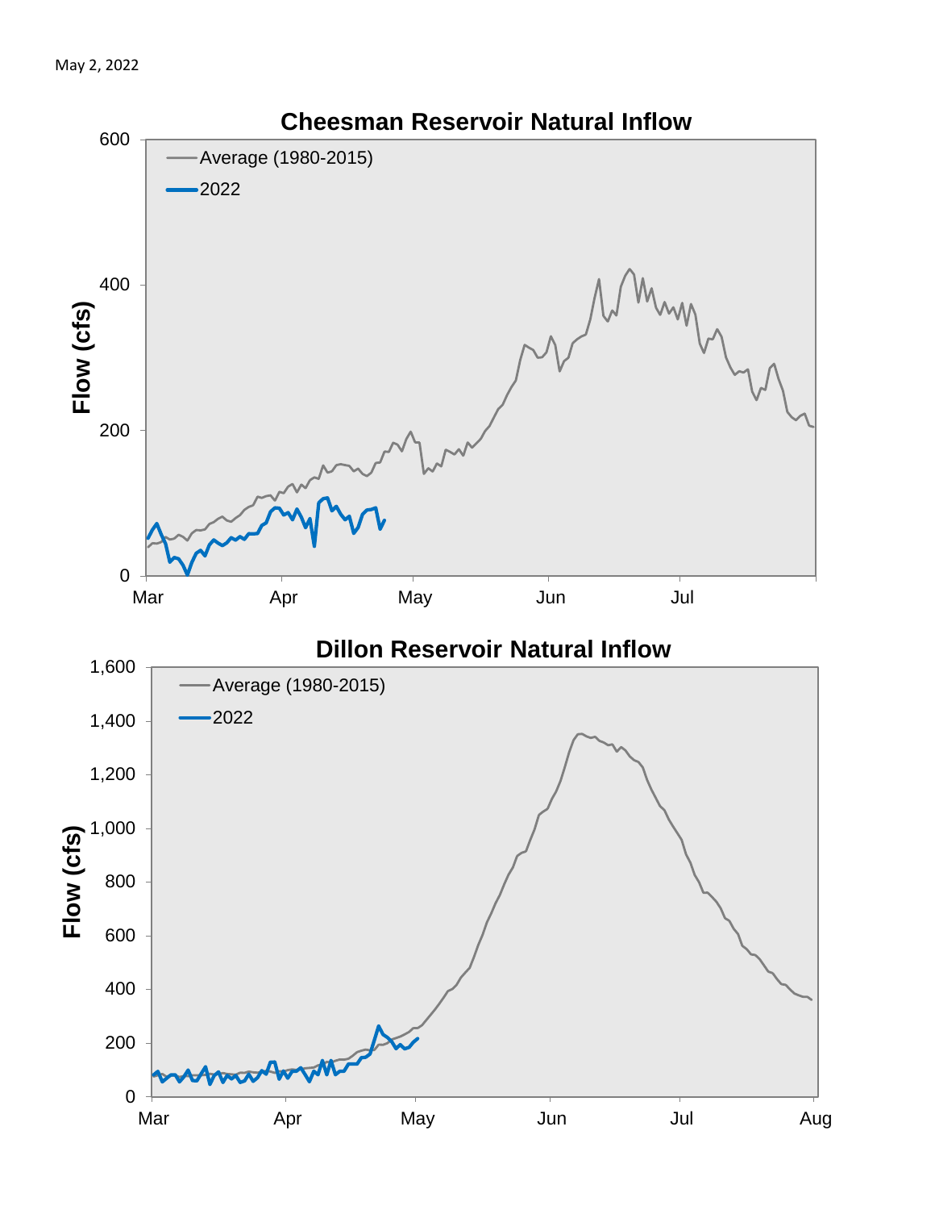May 2, 2022

## Cheesman Reservoir Natural Inflow

Flow (cfs)

600
400
200
0

Mar Apr May Jun Jul

Average (1980-2015)
2022

## Dillon Reservoir Natural Inflow

Flow (cfs)

1,600
1,400
1,200
1,000
800
600
400
200
0

Mar Apr May Jun Jul Aug

Average (1980-2015)
2022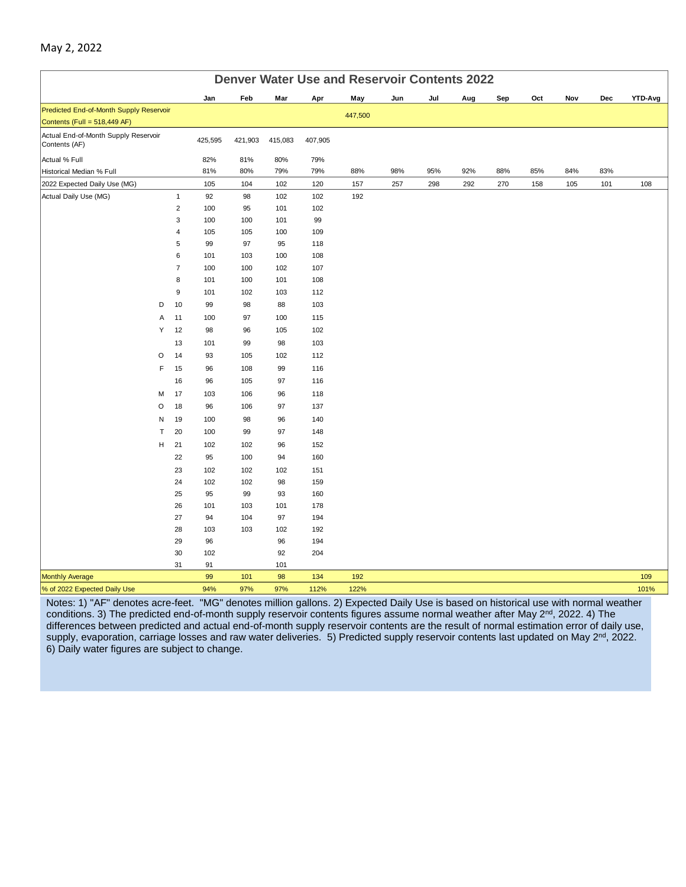May 2, 2022

## Denver Water Use and Reservoir Contents 2022

| | | Jan | Feb | Mar | Apr | May | Jun | Jul | Aug | Sep | Oct | Nov | Dec | YTD-Avg |
|---|---|---|---|---|---|---|---|---|---|---|---|---|---|---|
| Predicted End-of-Month Supply Reservoir Contents (Full = 518,449 AF) | | | | | | 447,500 | | | | | | | | |
| Actual End-of-Month Supply Reservoir Contents (AF) | | 425,595 | 421,903 | 415,083 | 407,905 | | | | | | | | | |
| Actual % Full | | 82% | 81% | 80% | 79% | | | | | | | | | |
| Historical Median % Full | | 81% | 80% | 79% | 79% | 88% | 98% | 95% | 92% | 88% | 85% | 84% | 83% | |
| 2022 Expected Daily Use (MG) | | 105 | 104 | 102 | 120 | 157 | 257 | 298 | 292 | 270 | 158 | 105 | 101 | 108 |
| Actual Daily Use (MG) | 1 | 92 | 98 | 102 | 102 | 192 | | | | | | | | |
| | 2 | 100 | 95 | 101 | 102 | | | | | | | | | |
| | 3 | 100 | 100 | 101 | 99 | | | | | | | | | |
| | 4 | 105 | 105 | 100 | 109 | | | | | | | | | |
| | 5 | 99 | 97 | 95 | 118 | | | | | | | | | |
| | 6 | 101 | 103 | 100 | 108 | | | | | | | | | |
| | 7 | 100 | 100 | 102 | 107 | | | | | | | | | |
| | 8 | 101 | 100 | 101 | 108 | | | | | | | | | |
| | 9 | 101 | 102 | 103 | 112 | | | | | | | | | |
| D | 10 | 99 | 98 | 88 | 103 | | | | | | | | | |
| A | 11 | 100 | 97 | 100 | 115 | | | | | | | | | |
| Y | 12 | 98 | 96 | 105 | 102 | | | | | | | | | |
| | 13 | 101 | 99 | 98 | 103 | | | | | | | | | |
| O | 14 | 93 | 105 | 102 | 112 | | | | | | | | | |
| F | 15 | 96 | 108 | 99 | 116 | | | | | | | | | |
| | 16 | 96 | 105 | 97 | 116 | | | | | | | | | |
| M | 17 | 103 | 106 | 96 | 118 | | | | | | | | | |
| O | 18 | 96 | 106 | 97 | 137 | | | | | | | | | |
| N | 19 | 100 | 98 | 96 | 140 | | | | | | | | | |
| T | 20 | 100 | 99 | 97 | 148 | | | | | | | | | |
| H | 21 | 102 | 102 | 96 | 152 | | | | | | | | | |
| | 22 | 95 | 100 | 94 | 160 | | | | | | | | | |
| | 23 | 102 | 102 | 102 | 151 | | | | | | | | | |
| | 24 | 102 | 102 | 98 | 159 | | | | | | | | | |
| | 25 | 95 | 99 | 93 | 160 | | | | | | | | | |
| | 26 | 101 | 103 | 101 | 178 | | | | | | | | | |
| | 27 | 94 | 104 | 97 | 194 | | | | | | | | | |
| | 28 | 103 | 103 | 102 | 192 | | | | | | | | | |
| | 29 | 96 | | 96 | 194 | | | | | | | | | |
| | 30 | 102 | | 92 | 204 | | | | | | | | | |
| | 31 | 91 | | 101 | | | | | | | | | | |
| Monthly Average | | 99 | 101 | 98 | 134 | 192 | | | | | | | | 109 |
| % of 2022 Expected Daily Use | | 94% | 97% | 97% | 112% | 122% | | | | | | | | 101% |

Notes: 1) "AF" denotes acre-feet. "MG" denotes million gallons. 2) Expected Daily Use is based on historical use with normal weather conditions. 3) The predicted end-of-month supply reservoir contents figures assume normal weather after May 2nd, 2022. 4) The differences between predicted and actual end-of-month supply reservoir contents are the result of normal estimation error of daily use, supply, evaporation, carriage losses and raw water deliveries. 5) Predicted supply reservoir contents last updated on May 2nd, 2022. 6) Daily water figures are subject to change.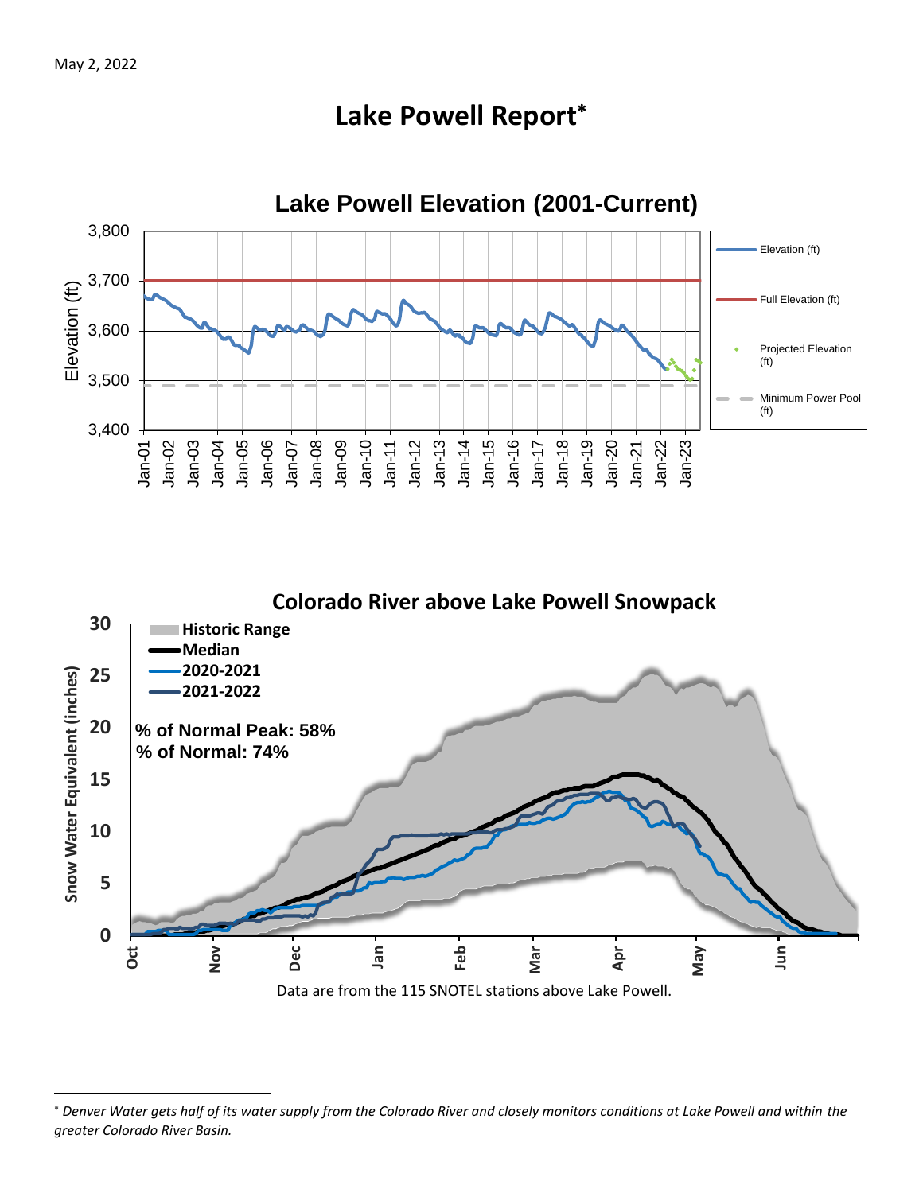May 2, 2022

# Lake Powell Report*

## Lake Powell Elevation (2001-Current)

Elevation (ft)

3,800
3,700
3,600
3,500
3,400

Jan-01 Jan-02 Jan-03 Jan-04 Jan-05 Jan-06 Jan-07 Jan-08 Jan-09 Jan-10 Jan-11 Jan-12 Jan-13 Jan-14 Jan-15 Jan-16 Jan-17 Jan-18 Jan-19 Jan-20 Jan-21 Jan-22 Jan-23

Elevation (ft)
Full Elevation (ft)
Projected Elevation (ft)
Minimum Power Pool (ft)

## Colorado River above Lake Powell Snowpack

Snow Water Equivalent (inches)

30
25
20
15
10
5
0

Oct Nov Dec Jan Feb Mar Apr May Jun

Historic Range
Median
2020-2021
2021-2022

**% of Normal Peak: 58%**
**% of Normal: 74%**

Data are from the 115 SNOTEL stations above Lake Powell.

---

* *Denver Water gets half of its water supply from the Colorado River and closely monitors conditions at Lake Powell and within the greater Colorado River Basin.*